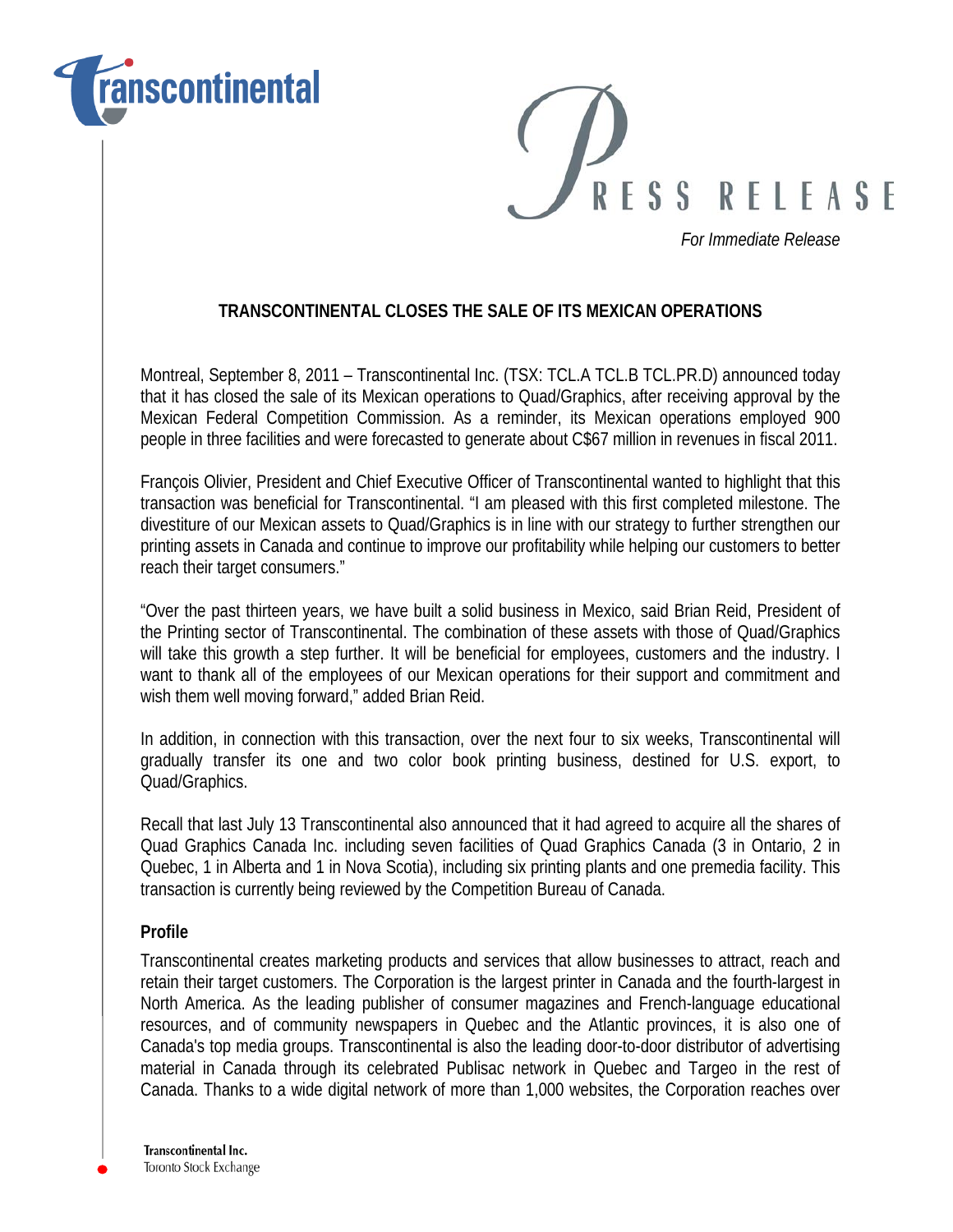*For Immediate Release*

## TRANSCONTINENTAL CLOSES THE SALE OF ITS MEXICAN OPERATIONS

Montreal, September 8, 2011 – Transcontinental Inc. (TSX: TCL.A TCL.B TCL.PR.D) announced today that it has closed the sale of its Mexican operations to Quad/Graphics, after receiving approval by the Mexican Federal Competition Commission. As a reminder, its Mexican operations employed 900 people in three facilities and were forecasted to generate about C$67 million in revenues in fiscal 2011.

François Olivier, President and Chief Executive Officer of Transcontinental wanted to highlight that this transaction was beneficial for Transcontinental. "I am pleased with this first completed milestone. The divestiture of our Mexican assets to Quad/Graphics is in line with our strategy to further strengthen our printing assets in Canada and continue to improve our profitability while helping our customers to better reach their target consumers."

"Over the past thirteen years, we have built a solid business in Mexico, said Brian Reid, President of the Printing sector of Transcontinental. The combination of these assets with those of Quad/Graphics will take this growth a step further. It will be beneficial for employees, customers and the industry. I want to thank all of the employees of our Mexican operations for their support and commitment and wish them well moving forward," added Brian Reid.

In addition, in connection with this transaction, over the next four to six weeks, Transcontinental will gradually transfer its one and two color book printing business, destined for U.S. export, to Quad/Graphics.

Recall that last July 13 Transcontinental also announced that it had agreed to acquire all the shares of Quad Graphics Canada Inc. including seven facilities of Quad Graphics Canada (3 in Ontario, 2 in Quebec, 1 in Alberta and 1 in Nova Scotia), including six printing plants and one premedia facility. This transaction is currently being reviewed by the Competition Bureau of Canada.

### Profile

Transcontinental creates marketing products and services that allow businesses to attract, reach and retain their target customers. The Corporation is the largest printer in Canada and the fourth-largest in North America. As the leading publisher of consumer magazines and French-language educational resources, and of community newspapers in Quebec and the Atlantic provinces, it is also one of Canada's top media groups. Transcontinental is also the leading door-to-door distributor of advertising material in Canada through its celebrated Publisac network in Quebec and Targeo in the rest of Canada. Thanks to a wide digital network of more than 1,000 websites, the Corporation reaches over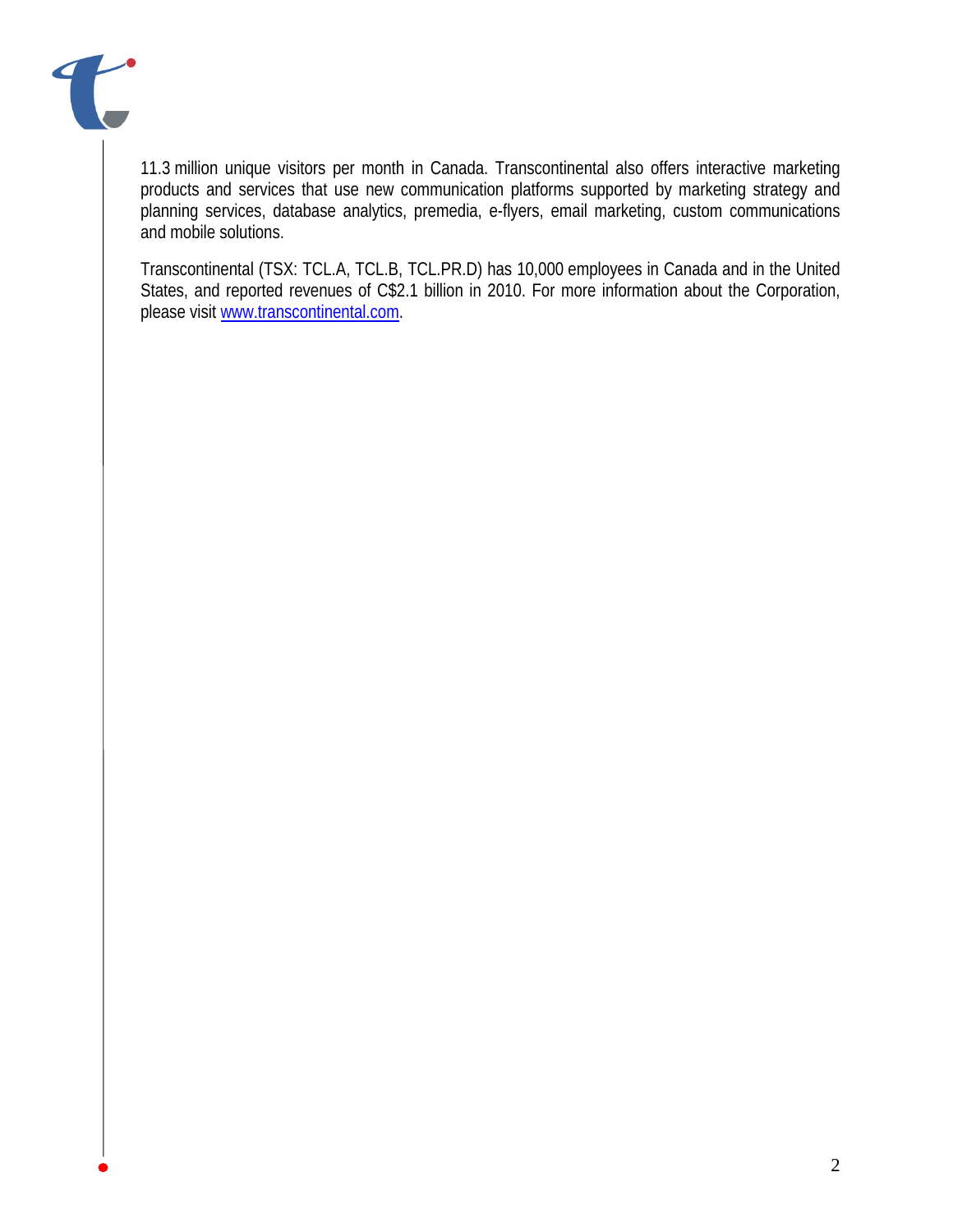11.3 million unique visitors per month in Canada. Transcontinental also offers interactive marketing products and services that use new communication platforms supported by marketing strategy and planning services, database analytics, premedia, e-flyers, email marketing, custom communications and mobile solutions.

Transcontinental (TSX: TCL.A, TCL.B, TCL.PR.D) has 10,000 employees in Canada and in the United States, and reported revenues of C$2.1 billion in 2010. For more information about the Corporation, please visit [www.transcontinental.com](http://www.transcontinental.com).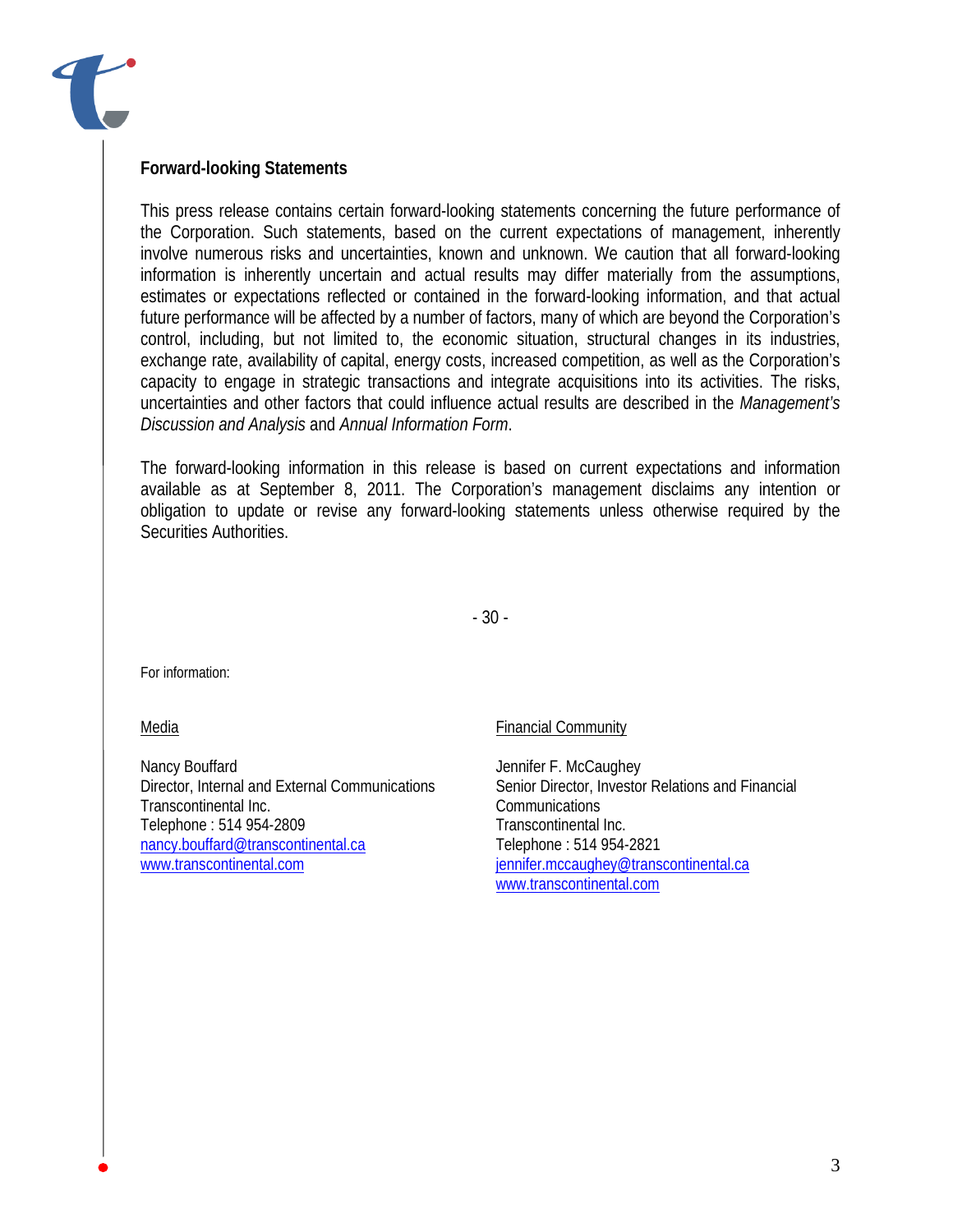**Forward-looking Statements**

This press release contains certain forward-looking statements concerning the future performance of the Corporation. Such statements, based on the current expectations of management, inherently involve numerous risks and uncertainties, known and unknown. We caution that all forward-looking information is inherently uncertain and actual results may differ materially from the assumptions, estimates or expectations reflected or contained in the forward-looking information, and that actual future performance will be affected by a number of factors, many of which are beyond the Corporation's control, including, but not limited to, the economic situation, structural changes in its industries, exchange rate, availability of capital, energy costs, increased competition, as well as the Corporation's capacity to engage in strategic transactions and integrate acquisitions into its activities. The risks, uncertainties and other factors that could influence actual results are described in the *Management's Discussion and Analysis* and *Annual Information Form*.

The forward-looking information in this release is based on current expectations and information available as at September 8, 2011. The Corporation's management disclaims any intention or obligation to update or revise any forward-looking statements unless otherwise required by the Securities Authorities.

- 30 -

For information:

Media

Nancy Bouffard
Director, Internal and External Communications
Transcontinental Inc.
Telephone : 514 954-2809
nancy.bouffard@transcontinental.ca
www.transcontinental.com

Financial Community

Jennifer F. McCaughey
Senior Director, Investor Relations and Financial Communications
Transcontinental Inc.
Telephone : 514 954-2821
jennifer.mccaughey@transcontinental.ca
www.transcontinental.com